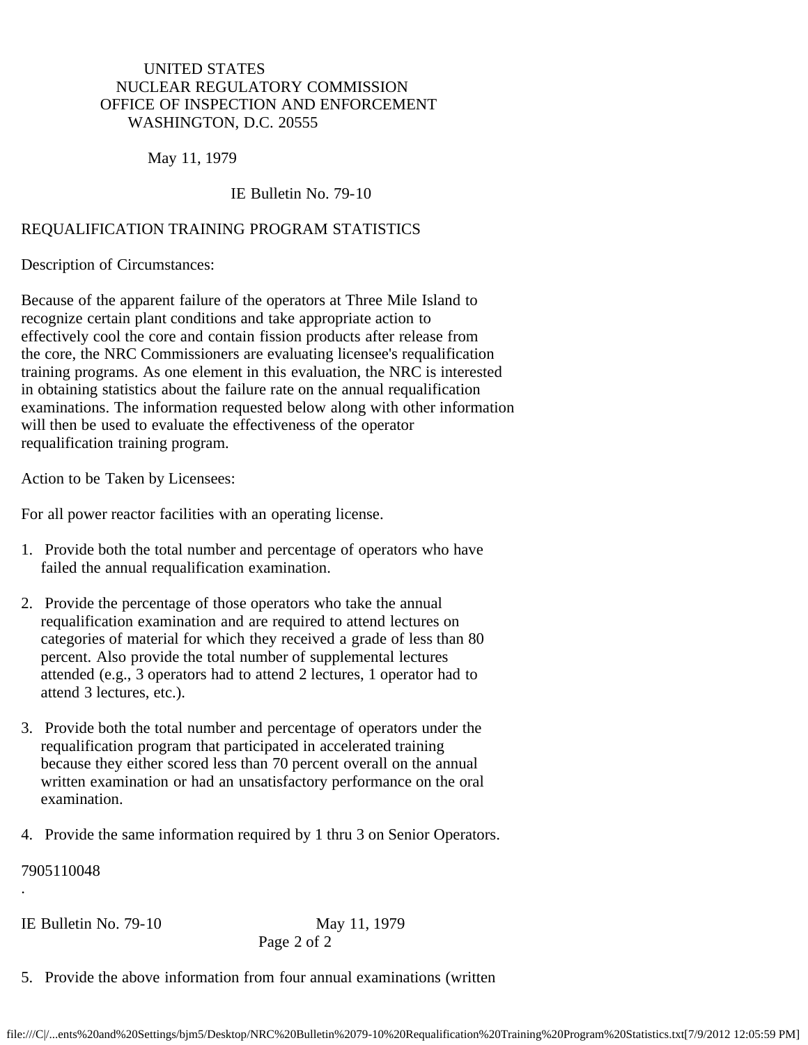UNITED STATES
NUCLEAR REGULATORY COMMISSION
OFFICE OF INSPECTION AND ENFORCEMENT
WASHINGTON, D.C. 20555

May 11, 1979

IE Bulletin No. 79-10

# REQUALIFICATION TRAINING PROGRAM STATISTICS

Description of Circumstances:

Because of the apparent failure of the operators at Three Mile Island to recognize certain plant conditions and take appropriate action to effectively cool the core and contain fission products after release from the core, the NRC Commissioners are evaluating licensee's requalification training programs. As one element in this evaluation, the NRC is interested in obtaining statistics about the failure rate on the annual requalification examinations. The information requested below along with other information will then be used to evaluate the effectiveness of the operator requalification training program.

Action to be Taken by Licensees:

For all power reactor facilities with an operating license.

1. Provide both the total number and percentage of operators who have failed the annual requalification examination.

2. Provide the percentage of those operators who take the annual requalification examination and are required to attend lectures on categories of material for which they received a grade of less than 80 percent. Also provide the total number of supplemental lectures attended (e.g., 3 operators had to attend 2 lectures, 1 operator had to attend 3 lectures, etc.).

3. Provide both the total number and percentage of operators under the requalification program that participated in accelerated training because they either scored less than 70 percent overall on the annual written examination or had an unsatisfactory performance on the oral examination.

4. Provide the same information required by 1 thru 3 on Senior Operators.

7905110048

.

IE Bulletin No. 79-10 May 11, 1979

5. Provide the above information from four annual examinations (written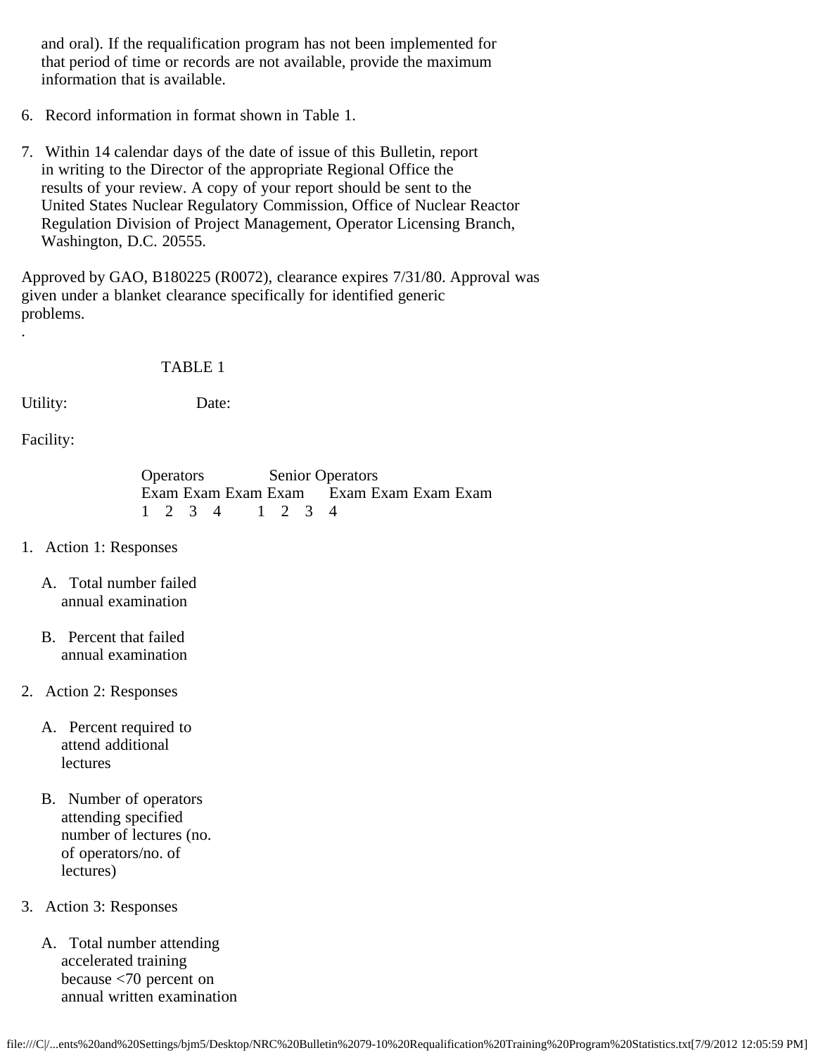and oral). If the requalification program has not been implemented for that period of time or records are not available, provide the maximum information that is available.

6. Record information in format shown in Table 1.

7. Within 14 calendar days of the date of issue of this Bulletin, report in writing to the Director of the appropriate Regional Office the results of your review. A copy of your report should be sent to the United States Nuclear Regulatory Commission, Office of Nuclear Reactor Regulation Division of Project Management, Operator Licensing Branch, Washington, D.C. 20555.

Approved by GAO, B180225 (R0072), clearance expires 7/31/80. Approval was given under a blanket clearance specifically for identified generic problems.

.

TABLE 1

Utility: Date:

Facility:

| | Operators | | | | Senior Operators | | | |
|---|---|---|---|---|---|---|---|---|
| | Exam 1 | Exam 2 | Exam 3 | Exam 4 | Exam 1 | Exam 2 | Exam 3 | Exam 4 |
| 1. Action 1: Responses | | | | | | | | |
| A. Total number failed annual examination | | | | | | | | |
| B. Percent that failed annual examination | | | | | | | | |
| 2. Action 2: Responses | | | | | | | | |
| A. Percent required to attend additional lectures | | | | | | | | |
| B. Number of operators attending specified number of lectures (no. of operators/no. of lectures) | | | | | | | | |
| 3. Action 3: Responses | | | | | | | | |
| A. Total number attending accelerated training because <70 percent on annual written examination | | | | | | | | |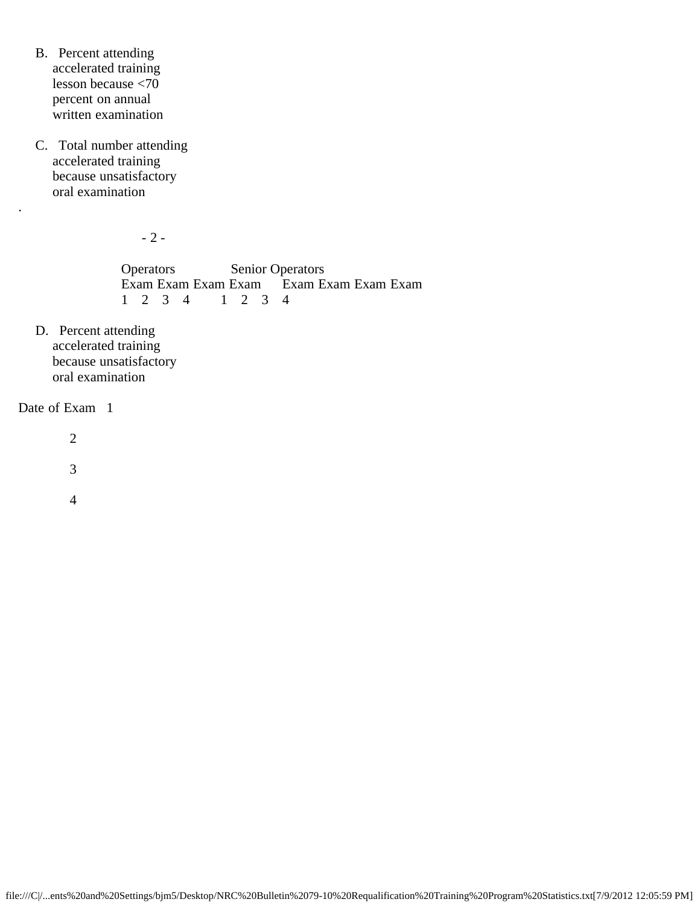B. Percent attending accelerated training lesson because <70 percent on annual written examination

C. Total number attending accelerated training because unsatisfactory oral examination

.

| | Operators | | | | Senior Operators | | | |
|---|---|---|---|---|---|---|---|---|
| | Exam 1 | Exam 2 | Exam 3 | Exam 4 | Exam 1 | Exam 2 | Exam 3 | Exam 4 |
| D. Percent attending accelerated training because unsatisfactory oral examination | | | | | | | | |

Date of Exam 1

2

3

4